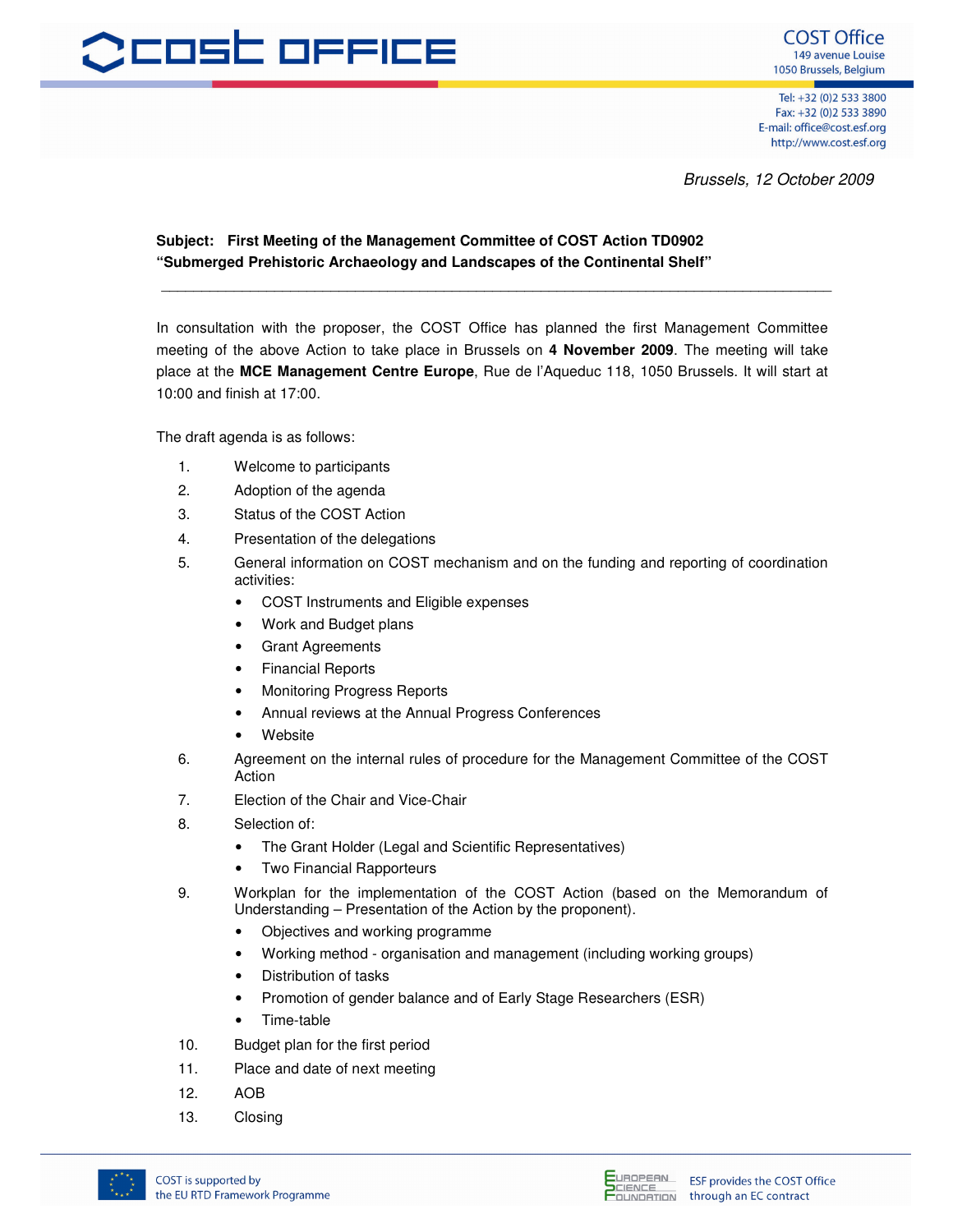COST Office
149 avenue Louise
1050 Brussels, Belgium

Tel: +32 (0)2 533 3800
Fax: +32 (0)2 533 3890
E-mail: office@cost.esf.org
http://www.cost.esf.org

*Brussels, 12 October 2009*

**Subject: First Meeting of the Management Committee of COST Action TD0902 "Submerged Prehistoric Archaeology and Landscapes of the Continental Shelf"**

---

In consultation with the proposer, the COST Office has planned the first Management Committee meeting of the above Action to take place in Brussels on **4 November 2009**. The meeting will take place at the **MCE Management Centre Europe**, Rue de l'Aqueduc 118, 1050 Brussels. It will start at 10:00 and finish at 17:00.

The draft agenda is as follows:

1. Welcome to participants
2. Adoption of the agenda
3. Status of the COST Action
4. Presentation of the delegations
5. General information on COST mechanism and on the funding and reporting of coordination activities:
   - COST Instruments and Eligible expenses
   - Work and Budget plans
   - Grant Agreements
   - Financial Reports
   - Monitoring Progress Reports
   - Annual reviews at the Annual Progress Conferences
   - Website
6. Agreement on the internal rules of procedure for the Management Committee of the COST Action
7. Election of the Chair and Vice-Chair
8. Selection of:
   - The Grant Holder (Legal and Scientific Representatives)
   - Two Financial Rapporteurs
9. Workplan for the implementation of the COST Action (based on the Memorandum of Understanding – Presentation of the Action by the proponent).
   - Objectives and working programme
   - Working method - organisation and management (including working groups)
   - Distribution of tasks
   - Promotion of gender balance and of Early Stage Researchers (ESR)
   - Time-table
10. Budget plan for the first period
11. Place and date of next meeting
12. AOB
13. Closing

COST is supported by the EU RTD Framework Programme

ESF provides the COST Office through an EC contract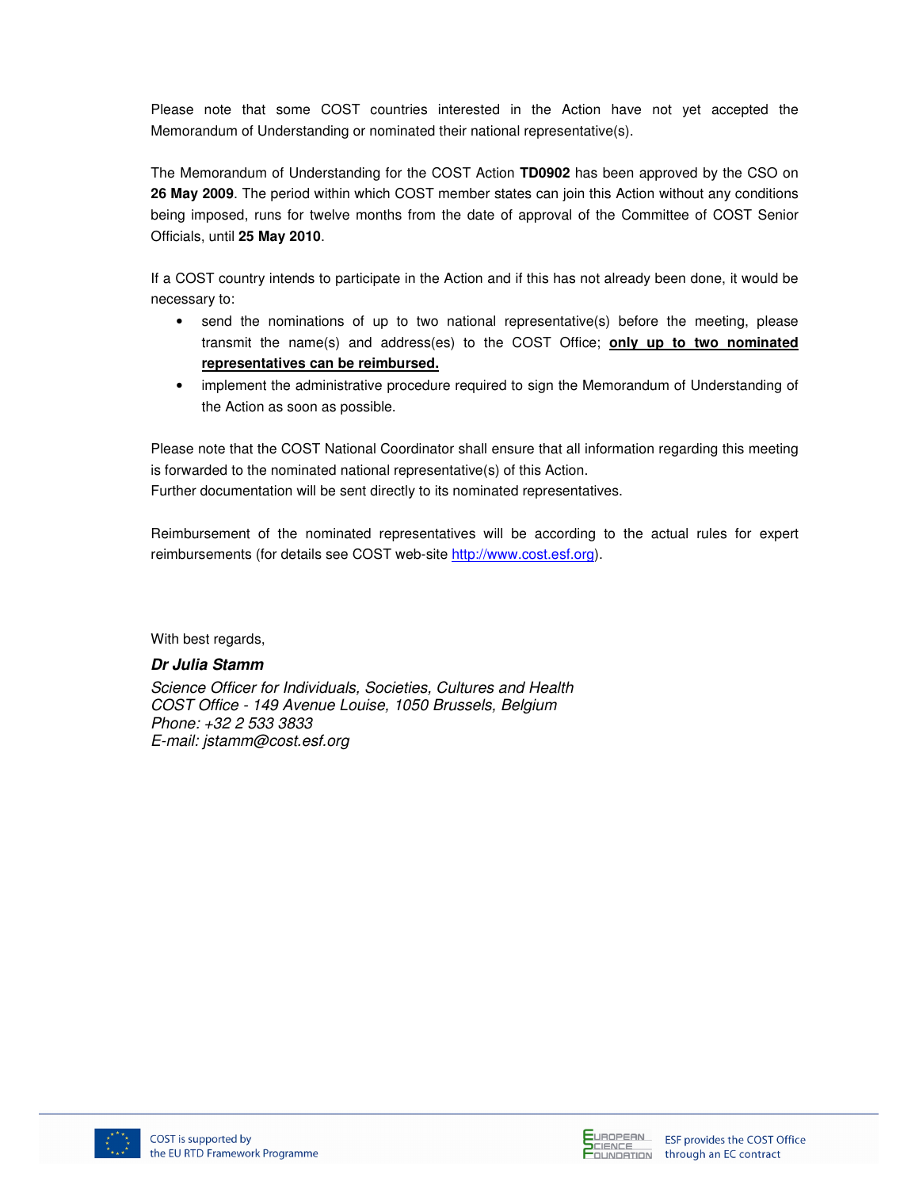Please note that some COST countries interested in the Action have not yet accepted the Memorandum of Understanding or nominated their national representative(s).

The Memorandum of Understanding for the COST Action **TD0902** has been approved by the CSO on **26 May 2009**. The period within which COST member states can join this Action without any conditions being imposed, runs for twelve months from the date of approval of the Committee of COST Senior Officials, until **25 May 2010**.

If a COST country intends to participate in the Action and if this has not already been done, it would be necessary to:

- send the nominations of up to two national representative(s) before the meeting, please transmit the name(s) and address(es) to the COST Office; **<u>only up to two nominated representatives can be reimbursed.</u>**
- implement the administrative procedure required to sign the Memorandum of Understanding of the Action as soon as possible.

Please note that the COST National Coordinator shall ensure that all information regarding this meeting is forwarded to the nominated national representative(s) of this Action.
Further documentation will be sent directly to its nominated representatives.

Reimbursement of the nominated representatives will be according to the actual rules for expert reimbursements (for details see COST web-site http://www.cost.esf.org).

With best regards,

***Dr Julia Stamm***

*Science Officer for Individuals, Societies, Cultures and Health*
*COST Office - 149 Avenue Louise, 1050 Brussels, Belgium*
*Phone: +32 2 533 3833*
*E-mail: jstamm@cost.esf.org*

COST is supported by the EU RTD Framework Programme

ESF provides the COST Office through an EC contract